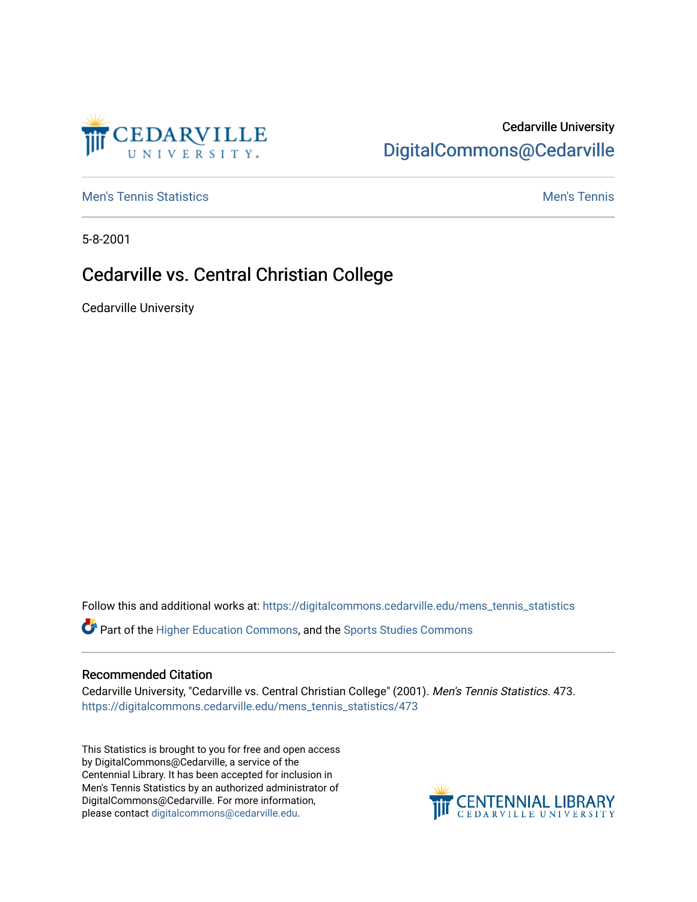Cedarville University

DigitalCommons@Cedarville

Men's Tennis Statistics

Men's Tennis

5-8-2001

# Cedarville vs. Central Christian College

Cedarville University

Follow this and additional works at: https://digitalcommons.cedarville.edu/mens_tennis_statistics

Part of the Higher Education Commons, and the Sports Studies Commons

## Recommended Citation

Cedarville University, "Cedarville vs. Central Christian College" (2001). *Men's Tennis Statistics*. 473.
https://digitalcommons.cedarville.edu/mens_tennis_statistics/473

This Statistics is brought to you for free and open access by DigitalCommons@Cedarville, a service of the Centennial Library. It has been accepted for inclusion in Men's Tennis Statistics by an authorized administrator of DigitalCommons@Cedarville. For more information, please contact digitalcommons@cedarville.edu.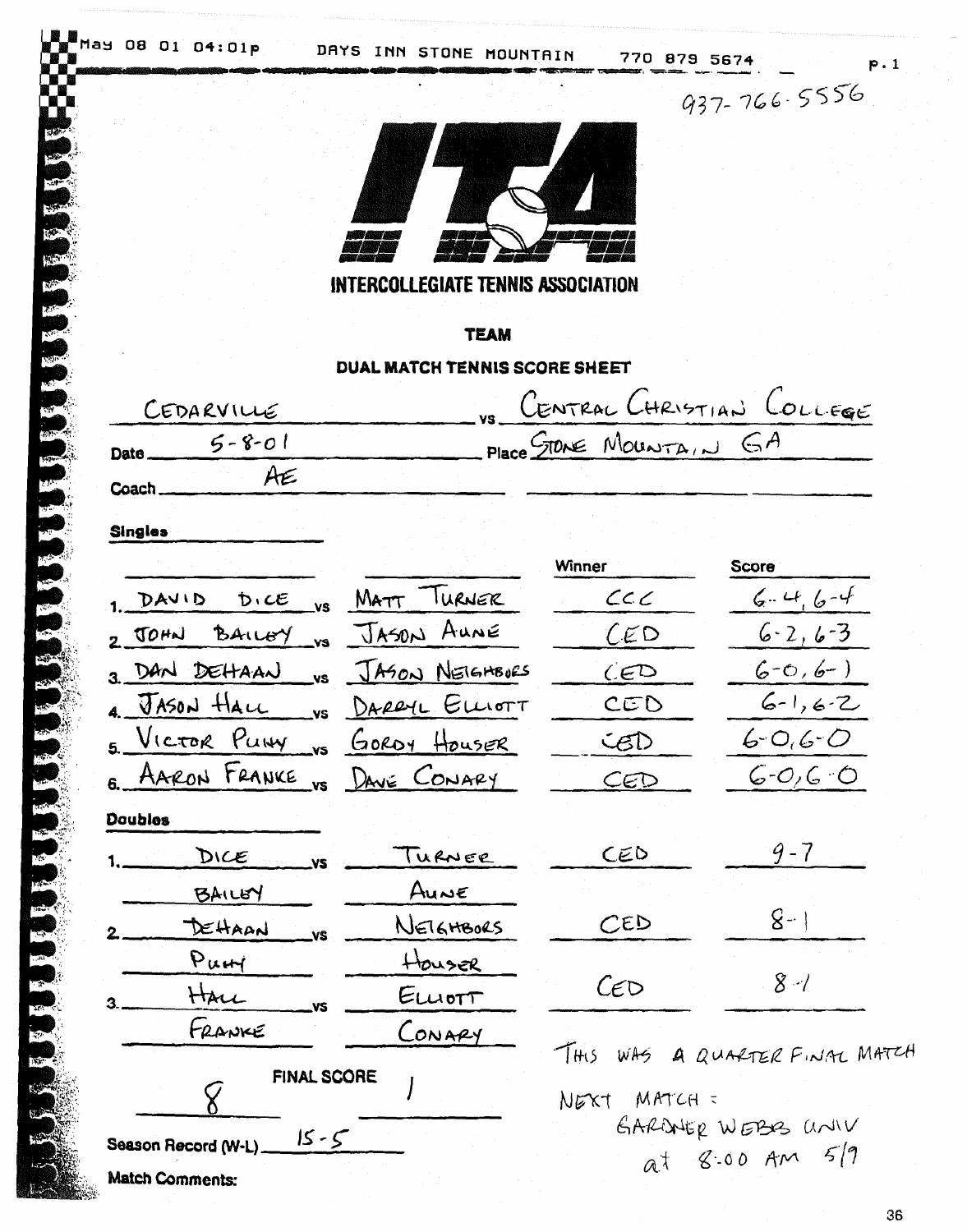May 08 01 04:01p DAYS INN STONE MOUNTAIN 770 879 5674 p.1

937-766-5556

INTERCOLLEGIATE TENNIS ASSOCIATION

## TEAM

## DUAL MATCH TENNIS SCORE SHEET

CEDARVILLE vs CENTRAL CHRISTIAN COLLEGE

Date 5-8-01 Place STONE MOUNTAIN GA

Coach AE

### Singles

| | | | Winner | Score |
|---|---|---|---|---|
| 1. DAVID DICE | vs | MATT TURNER | CCC | 6-4, 6-4 |
| 2. JOHN BAILEY | vs | JASON AUNE | CED | 6-2, 6-3 |
| 3. DAN DEHAAN | vs | JASON NEIGHBORS | CED | 6-0, 6-1 |
| 4. JASON HALL | vs | DARRYL ELLIOTT | CED | 6-1, 6-2 |
| 5. VICTOR PUHY | vs | GORDY HOUSER | CED | 6-0, 6-0 |
| 6. AARON FRANKE | vs | DAVE CONARY | CED | 6-0, 6-0 |

### Doubles

| | | | Winner | Score |
|---|---|---|---|---|
| 1. DICE / BAILEY | vs | TURNER / AUNE | CED | 9-7 |
| 2. DEHAAN / PUHY | vs | NEIGHBORS / HOUSER | CED | 8-1 |
| 3. HALL / FRANKE | vs | ELLIOTT / CONARY | CED | 8-1 |

FINAL SCORE 8 1

Season Record (W-L) 15-5

Match Comments:

THIS WAS A QUARTER FINAL MATCH

NEXT MATCH = GARDNER WEBB UNIV at 8:00 AM 5/9